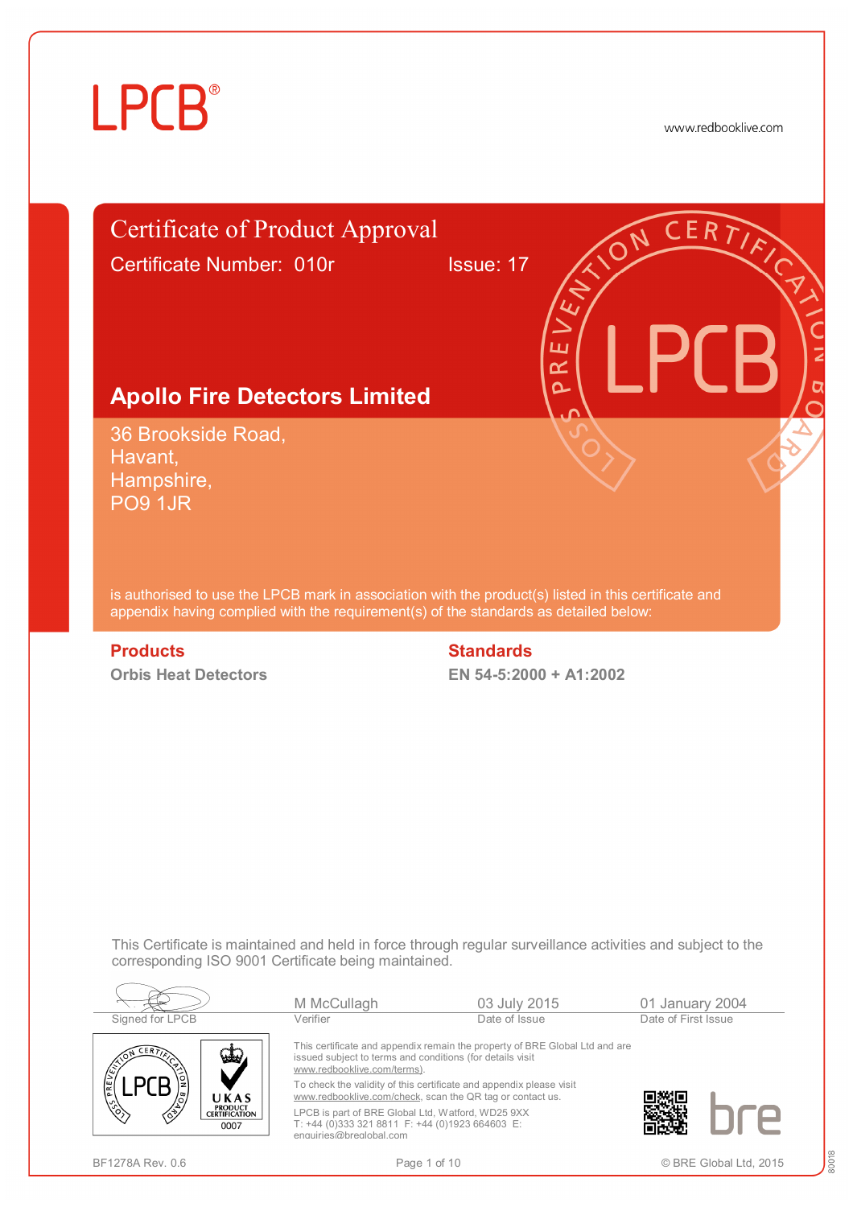LPCB®

www.redbooklive.com

# Certificate of Product Approval

Certificate Number: 010r    Issue: 17

## Apollo Fire Detectors Limited

36 Brookside Road,
Havant,
Hampshire,
PO9 1JR

is authorised to use the LPCB mark in association with the product(s) listed in this certificate and appendix having complied with the requirement(s) of the standards as detailed below:

| **Products** | **Standards** |
| --- | --- |
| **Orbis Heat Detectors** | **EN 54-5:2000 + A1:2002** |

This Certificate is maintained and held in force through regular surveillance activities and subject to the corresponding ISO 9001 Certificate being maintained.

| Signed for LPCB | Verifier | Date of Issue | Date of First Issue |
| --- | --- | --- | --- |
| | M McCullagh | 03 July 2015 | 01 January 2004 |

This certificate and appendix remain the property of BRE Global Ltd and are issued subject to terms and conditions (for details visit www.redbooklive.com/terms).

To check the validity of this certificate and appendix please visit www.redbooklive.com/check, scan the QR tag or contact us.

LPCB is part of BRE Global Ltd, Watford, WD25 9XX
T: +44 (0)333 321 8811 F: +44 (0)1923 664603 E: enquiries@breglobal.com

UKAS PRODUCT CERTIFICATION 0007

BF1278A Rev. 0.6

© BRE Global Ltd, 2015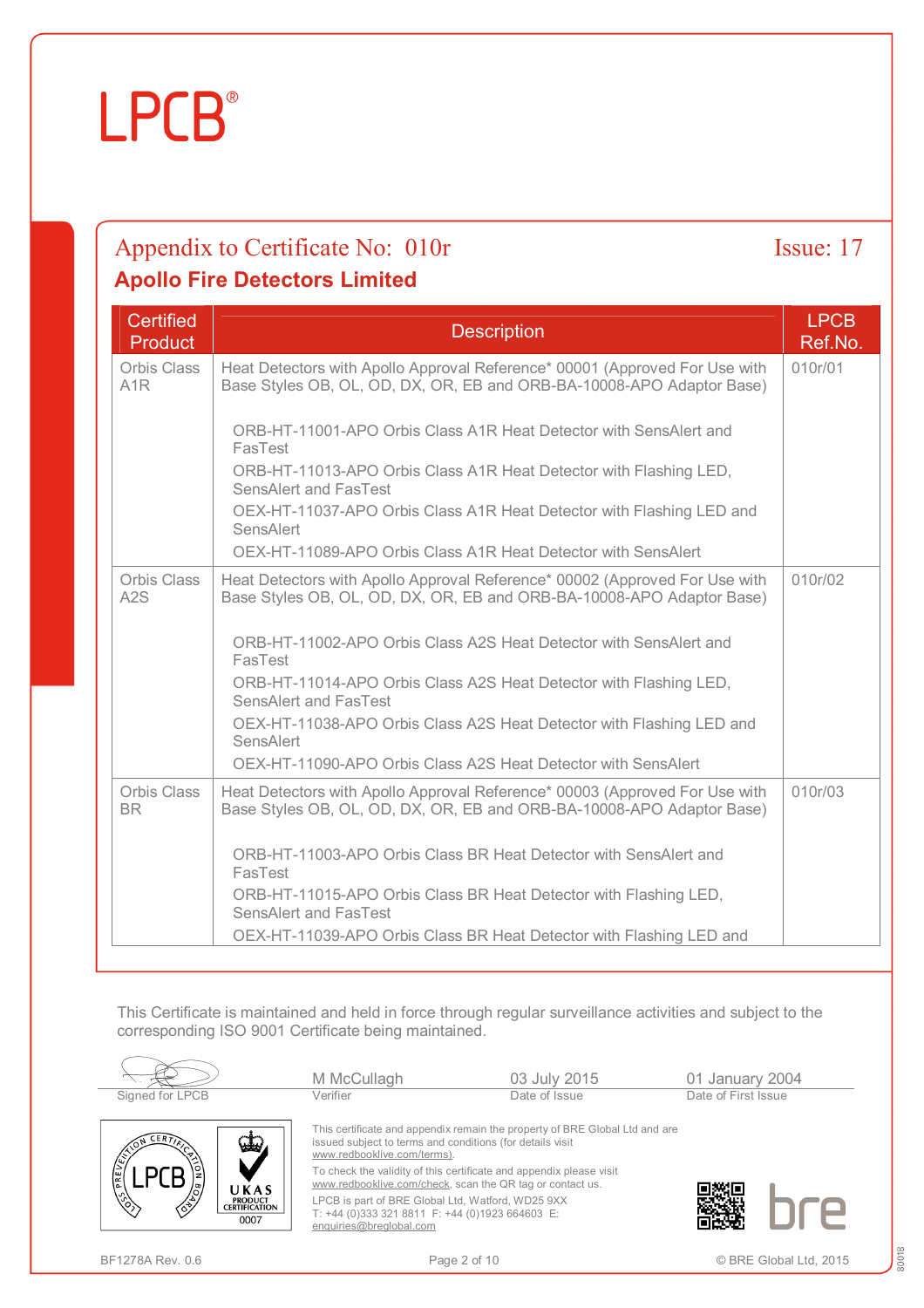LPCB®

# Appendix to Certificate No: 010r

Issue: 17

## Apollo Fire Detectors Limited

| Certified Product | Description | LPCB Ref.No. |
|---|---|---|
| Orbis Class A1R | Heat Detectors with Apollo Approval Reference* 00001 (Approved For Use with Base Styles OB, OL, OD, DX, OR, EB and ORB-BA-10008-APO Adaptor Base)<br><br>ORB-HT-11001-APO Orbis Class A1R Heat Detector with SensAlert and FasTest<br>ORB-HT-11013-APO Orbis Class A1R Heat Detector with Flashing LED, SensAlert and FasTest<br>OEX-HT-11037-APO Orbis Class A1R Heat Detector with Flashing LED and SensAlert<br>OEX-HT-11089-APO Orbis Class A1R Heat Detector with SensAlert | 010r/01 |
| Orbis Class A2S | Heat Detectors with Apollo Approval Reference* 00002 (Approved For Use with Base Styles OB, OL, OD, DX, OR, EB and ORB-BA-10008-APO Adaptor Base)<br><br>ORB-HT-11002-APO Orbis Class A2S Heat Detector with SensAlert and FasTest<br>ORB-HT-11014-APO Orbis Class A2S Heat Detector with Flashing LED, SensAlert and FasTest<br>OEX-HT-11038-APO Orbis Class A2S Heat Detector with Flashing LED and SensAlert<br>OEX-HT-11090-APO Orbis Class A2S Heat Detector with SensAlert | 010r/02 |
| Orbis Class BR | Heat Detectors with Apollo Approval Reference* 00003 (Approved For Use with Base Styles OB, OL, OD, DX, OR, EB and ORB-BA-10008-APO Adaptor Base)<br><br>ORB-HT-11003-APO Orbis Class BR Heat Detector with SensAlert and FasTest<br>ORB-HT-11015-APO Orbis Class BR Heat Detector with Flashing LED, SensAlert and FasTest<br>OEX-HT-11039-APO Orbis Class BR Heat Detector with Flashing LED and | 010r/03 |

This Certificate is maintained and held in force through regular surveillance activities and subject to the corresponding ISO 9001 Certificate being maintained.

| Signed for LPCB | M McCullagh<br>Verifier | 03 July 2015<br>Date of Issue | 01 January 2004<br>Date of First Issue |
|---|---|---|---|

This certificate and appendix remain the property of BRE Global Ltd and are issued subject to terms and conditions (for details visit www.redbooklive.com/terms).

To check the validity of this certificate and appendix please visit www.redbooklive.com/check, scan the QR tag or contact us.

LPCB is part of BRE Global Ltd, Watford, WD25 9XX
T: +44 (0)333 321 8811 F: +44 (0)1923 664603 E: enquiries@breglobal.com

BF1278A Rev. 0.6

© BRE Global Ltd, 2015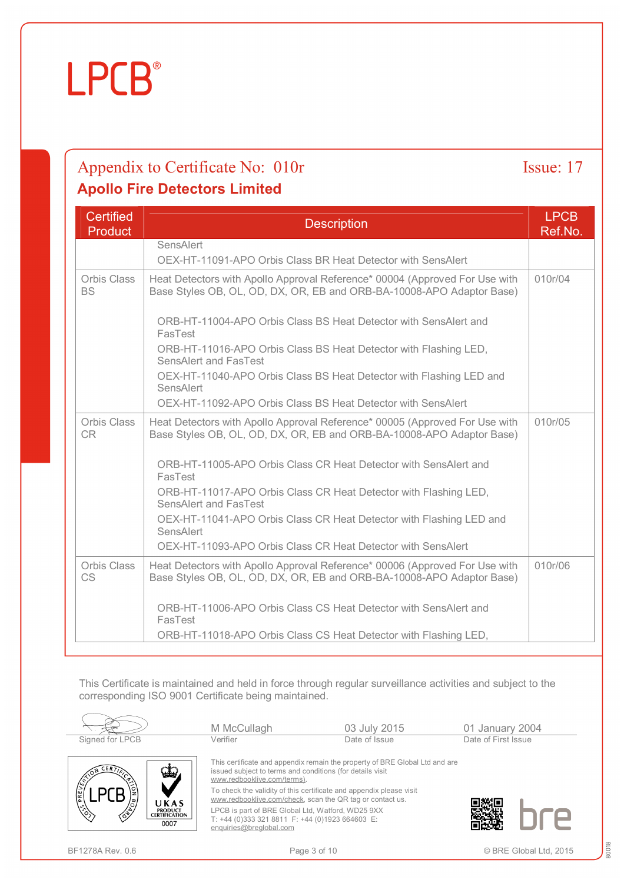# Appendix to Certificate No: 010r

Issue: 17

## Apollo Fire Detectors Limited

| Certified Product | Description | LPCB Ref.No. |
|---|---|---|
| | SensAlert<br>OEX-HT-11091-APO Orbis Class BR Heat Detector with SensAlert | |
| Orbis Class BS | Heat Detectors with Apollo Approval Reference* 00004 (Approved For Use with Base Styles OB, OL, OD, DX, OR, EB and ORB-BA-10008-APO Adaptor Base)<br><br>ORB-HT-11004-APO Orbis Class BS Heat Detector with SensAlert and FasTest<br>ORB-HT-11016-APO Orbis Class BS Heat Detector with Flashing LED, SensAlert and FasTest<br>OEX-HT-11040-APO Orbis Class BS Heat Detector with Flashing LED and SensAlert<br>OEX-HT-11092-APO Orbis Class BS Heat Detector with SensAlert | 010r/04 |
| Orbis Class CR | Heat Detectors with Apollo Approval Reference* 00005 (Approved For Use with Base Styles OB, OL, OD, DX, OR, EB and ORB-BA-10008-APO Adaptor Base)<br><br>ORB-HT-11005-APO Orbis Class CR Heat Detector with SensAlert and FasTest<br>ORB-HT-11017-APO Orbis Class CR Heat Detector with Flashing LED, SensAlert and FasTest<br>OEX-HT-11041-APO Orbis Class CR Heat Detector with Flashing LED and SensAlert<br>OEX-HT-11093-APO Orbis Class CR Heat Detector with SensAlert | 010r/05 |
| Orbis Class CS | Heat Detectors with Apollo Approval Reference* 00006 (Approved For Use with Base Styles OB, OL, OD, DX, OR, EB and ORB-BA-10008-APO Adaptor Base)<br><br>ORB-HT-11006-APO Orbis Class CS Heat Detector with SensAlert and FasTest<br>ORB-HT-11018-APO Orbis Class CS Heat Detector with Flashing LED, | 010r/06 |

This Certificate is maintained and held in force through regular surveillance activities and subject to the corresponding ISO 9001 Certificate being maintained.

| Signed for LPCB | M McCullagh<br>Verifier | 03 July 2015<br>Date of Issue | 01 January 2004<br>Date of First Issue |
|---|---|---|---|

This certificate and appendix remain the property of BRE Global Ltd and are issued subject to terms and conditions (for details visit www.redbooklive.com/terms).

To check the validity of this certificate and appendix please visit www.redbooklive.com/check, scan the QR tag or contact us.

LPCB is part of BRE Global Ltd, Watford, WD25 9XX
T: +44 (0)333 321 8811 F: +44 (0)1923 664603 E: enquiries@breglobal.com

BF1278A Rev. 0.6

© BRE Global Ltd, 2015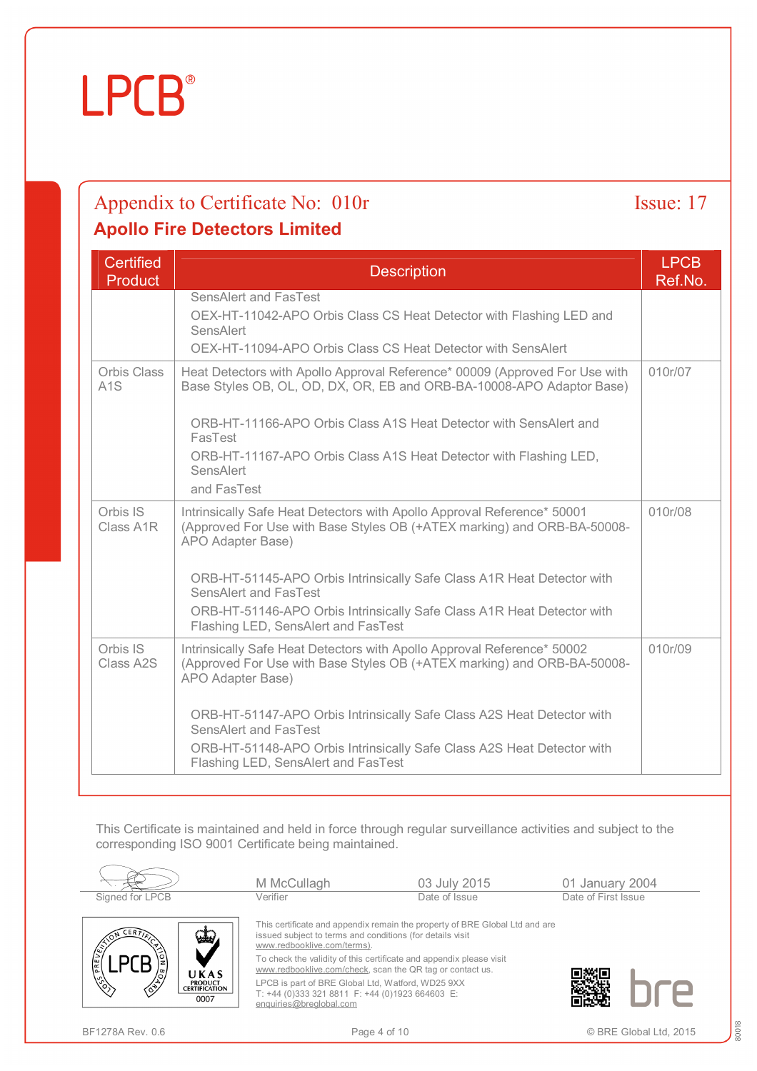# LPCB®

## Appendix to Certificate No: 010r

Issue: 17

## Apollo Fire Detectors Limited

| Certified Product | Description | LPCB Ref.No. |
|---|---|---|
| | SensAlert and FasTest<br>OEX-HT-11042-APO Orbis Class CS Heat Detector with Flashing LED and SensAlert<br>OEX-HT-11094-APO Orbis Class CS Heat Detector with SensAlert | |
| Orbis Class A1S | Heat Detectors with Apollo Approval Reference* 00009 (Approved For Use with Base Styles OB, OL, OD, DX, OR, EB and ORB-BA-10008-APO Adaptor Base)<br><br>ORB-HT-11166-APO Orbis Class A1S Heat Detector with SensAlert and FasTest<br>ORB-HT-11167-APO Orbis Class A1S Heat Detector with Flashing LED, SensAlert and FasTest | 010r/07 |
| Orbis IS Class A1R | Intrinsically Safe Heat Detectors with Apollo Approval Reference* 50001 (Approved For Use with Base Styles OB (+ATEX marking) and ORB-BA-50008-APO Adapter Base)<br><br>ORB-HT-51145-APO Orbis Intrinsically Safe Class A1R Heat Detector with SensAlert and FasTest<br>ORB-HT-51146-APO Orbis Intrinsically Safe Class A1R Heat Detector with Flashing LED, SensAlert and FasTest | 010r/08 |
| Orbis IS Class A2S | Intrinsically Safe Heat Detectors with Apollo Approval Reference* 50002 (Approved For Use with Base Styles OB (+ATEX marking) and ORB-BA-50008-APO Adapter Base)<br><br>ORB-HT-51147-APO Orbis Intrinsically Safe Class A2S Heat Detector with SensAlert and FasTest<br>ORB-HT-51148-APO Orbis Intrinsically Safe Class A2S Heat Detector with Flashing LED, SensAlert and FasTest | 010r/09 |

This Certificate is maintained and held in force through regular surveillance activities and subject to the corresponding ISO 9001 Certificate being maintained.

| Signed for LPCB | M McCullagh<br>Verifier | 03 July 2015<br>Date of Issue | 01 January 2004<br>Date of First Issue |
|---|---|---|---|

This certificate and appendix remain the property of BRE Global Ltd and are issued subject to terms and conditions (for details visit www.redbooklive.com/terms).

To check the validity of this certificate and appendix please visit www.redbooklive.com/check, scan the QR tag or contact us.

LPCB is part of BRE Global Ltd, Watford, WD25 9XX
T: +44 (0)333 321 8811 F: +44 (0)1923 664603 E: enquiries@breglobal.com

BF1278A Rev. 0.6

© BRE Global Ltd, 2015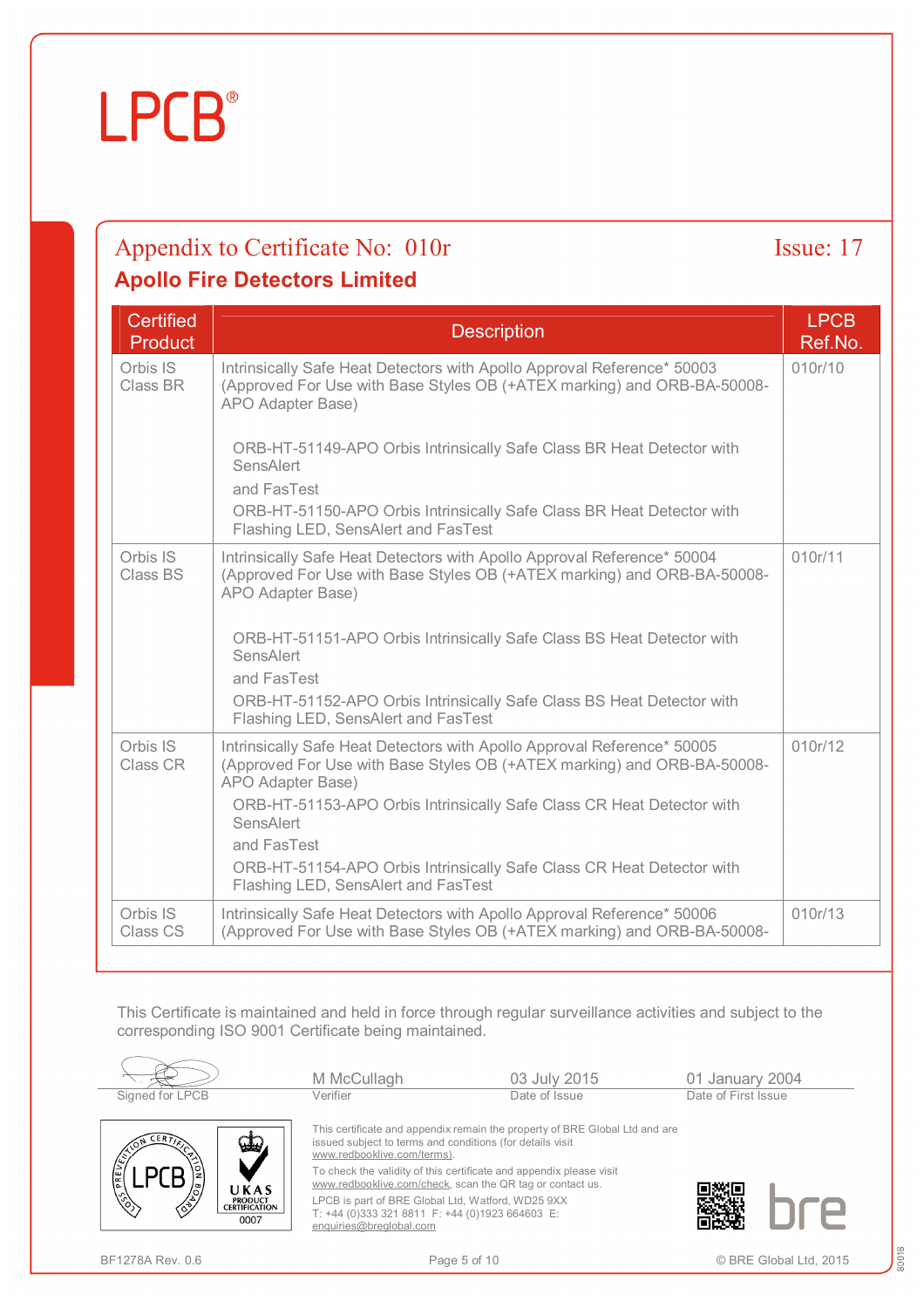# LPCB®

## Appendix to Certificate No: 010r — Issue: 17

## Apollo Fire Detectors Limited

| Certified Product | Description | LPCB Ref.No. |
|---|---|---|
| Orbis IS Class BR | Intrinsically Safe Heat Detectors with Apollo Approval Reference* 50003 (Approved For Use with Base Styles OB (+ATEX marking) and ORB-BA-50008-APO Adapter Base)<br><br>ORB-HT-51149-APO Orbis Intrinsically Safe Class BR Heat Detector with SensAlert and FasTest<br>ORB-HT-51150-APO Orbis Intrinsically Safe Class BR Heat Detector with Flashing LED, SensAlert and FasTest | 010r/10 |
| Orbis IS Class BS | Intrinsically Safe Heat Detectors with Apollo Approval Reference* 50004 (Approved For Use with Base Styles OB (+ATEX marking) and ORB-BA-50008-APO Adapter Base)<br><br>ORB-HT-51151-APO Orbis Intrinsically Safe Class BS Heat Detector with SensAlert and FasTest<br>ORB-HT-51152-APO Orbis Intrinsically Safe Class BS Heat Detector with Flashing LED, SensAlert and FasTest | 010r/11 |
| Orbis IS Class CR | Intrinsically Safe Heat Detectors with Apollo Approval Reference* 50005 (Approved For Use with Base Styles OB (+ATEX marking) and ORB-BA-50008-APO Adapter Base)<br>ORB-HT-51153-APO Orbis Intrinsically Safe Class CR Heat Detector with SensAlert and FasTest<br>ORB-HT-51154-APO Orbis Intrinsically Safe Class CR Heat Detector with Flashing LED, SensAlert and FasTest | 010r/12 |
| Orbis IS Class CS | Intrinsically Safe Heat Detectors with Apollo Approval Reference* 50006 (Approved For Use with Base Styles OB (+ATEX marking) and ORB-BA-50008- | 010r/13 |

This Certificate is maintained and held in force through regular surveillance activities and subject to the corresponding ISO 9001 Certificate being maintained.

| Signed for LPCB | M McCullagh<br>Verifier | 03 July 2015<br>Date of Issue | 01 January 2004<br>Date of First Issue |
|---|---|---|---|

This certificate and appendix remain the property of BRE Global Ltd and are issued subject to terms and conditions (for details visit www.redbooklive.com/terms).

To check the validity of this certificate and appendix please visit www.redbooklive.com/check, scan the QR tag or contact us.

LPCB is part of BRE Global Ltd, Watford, WD25 9XX
T: +44 (0)333 321 8811 F: +44 (0)1923 664603 E: enquiries@breglobal.com

BF1278A Rev. 0.6 — © BRE Global Ltd, 2015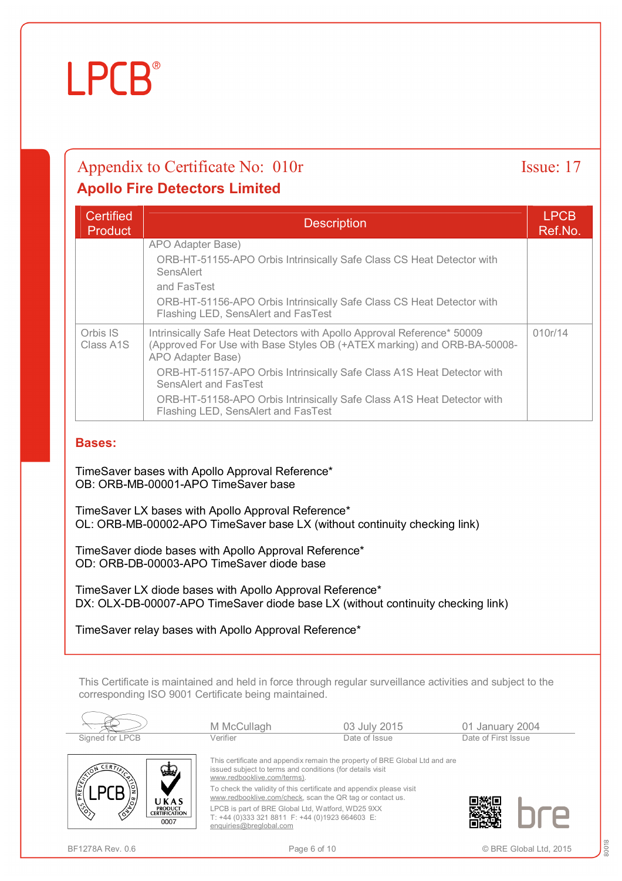# Appendix to Certificate No: 010r

Issue: 17

## Apollo Fire Detectors Limited

| Certified Product | Description | LPCB Ref.No. |
|---|---|---|
| | APO Adapter Base)<br>ORB-HT-51155-APO Orbis Intrinsically Safe Class CS Heat Detector with SensAlert<br>and FasTest<br>ORB-HT-51156-APO Orbis Intrinsically Safe Class CS Heat Detector with Flashing LED, SensAlert and FasTest | |
| Orbis IS Class A1S | Intrinsically Safe Heat Detectors with Apollo Approval Reference* 50009 (Approved For Use with Base Styles OB (+ATEX marking) and ORB-BA-50008-APO Adapter Base)<br>ORB-HT-51157-APO Orbis Intrinsically Safe Class A1S Heat Detector with SensAlert and FasTest<br>ORB-HT-51158-APO Orbis Intrinsically Safe Class A1S Heat Detector with Flashing LED, SensAlert and FasTest | 010r/14 |

### Bases:

TimeSaver bases with Apollo Approval Reference*
OB: ORB-MB-00001-APO TimeSaver base

TimeSaver LX bases with Apollo Approval Reference*
OL: ORB-MB-00002-APO TimeSaver base LX (without continuity checking link)

TimeSaver diode bases with Apollo Approval Reference*
OD: ORB-DB-00003-APO TimeSaver diode base

TimeSaver LX diode bases with Apollo Approval Reference*
DX: OLX-DB-00007-APO TimeSaver diode base LX (without continuity checking link)

TimeSaver relay bases with Apollo Approval Reference*

This Certificate is maintained and held in force through regular surveillance activities and subject to the corresponding ISO 9001 Certificate being maintained.

| Signed for LPCB | M McCullagh<br>Verifier | 03 July 2015<br>Date of Issue | 01 January 2004<br>Date of First Issue |
|---|---|---|---|

This certificate and appendix remain the property of BRE Global Ltd and are issued subject to terms and conditions (for details visit www.redbooklive.com/terms).

To check the validity of this certificate and appendix please visit www.redbooklive.com/check, scan the QR tag or contact us.

LPCB is part of BRE Global Ltd, Watford, WD25 9XX
T: +44 (0)333 321 8811 F: +44 (0)1923 664603 E: enquiries@breglobal.com

BF1278A Rev. 0.6 © BRE Global Ltd, 2015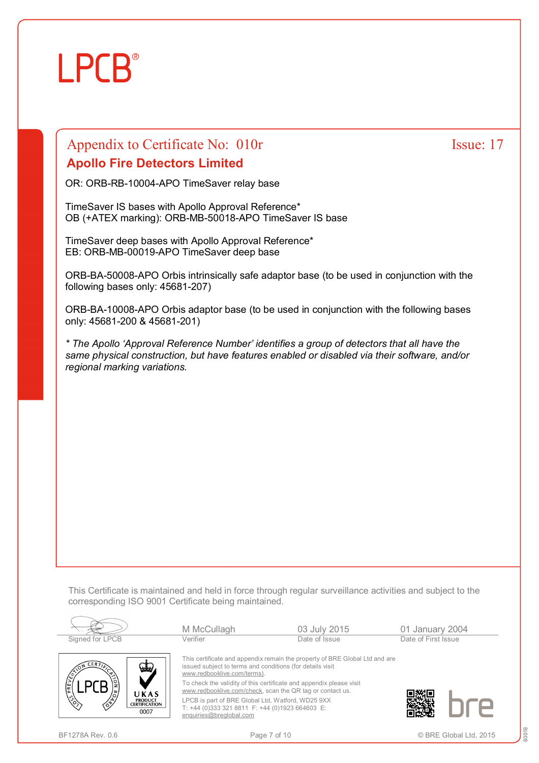## Appendix to Certificate No: 010r — Issue: 17

### Apollo Fire Detectors Limited

OR: ORB-RB-10004-APO TimeSaver relay base

TimeSaver IS bases with Apollo Approval Reference*
OB (+ATEX marking): ORB-MB-50018-APO TimeSaver IS base

TimeSaver deep bases with Apollo Approval Reference*
EB: ORB-MB-00019-APO TimeSaver deep base

ORB-BA-50008-APO Orbis intrinsically safe adaptor base (to be used in conjunction with the following bases only: 45681-207)

ORB-BA-10008-APO Orbis adaptor base (to be used in conjunction with the following bases only: 45681-200 & 45681-201)

*\* The Apollo 'Approval Reference Number' identifies a group of detectors that all have the same physical construction, but have features enabled or disabled via their software, and/or regional marking variations.*

This Certificate is maintained and held in force through regular surveillance activities and subject to the corresponding ISO 9001 Certificate being maintained.

| Signed for LPCB | M McCullagh<br>Verifier | 03 July 2015<br>Date of Issue | 01 January 2004<br>Date of First Issue |
|---|---|---|---|

This certificate and appendix remain the property of BRE Global Ltd and are issued subject to terms and conditions (for details visit www.redbooklive.com/terms).

To check the validity of this certificate and appendix please visit www.redbooklive.com/check, scan the QR tag or contact us.

LPCB is part of BRE Global Ltd, Watford, WD25 9XX
T: +44 (0)333 321 8811 F: +44 (0)1923 664603 E: enquiries@breglobal.com

BF1278A Rev. 0.6 © BRE Global Ltd, 2015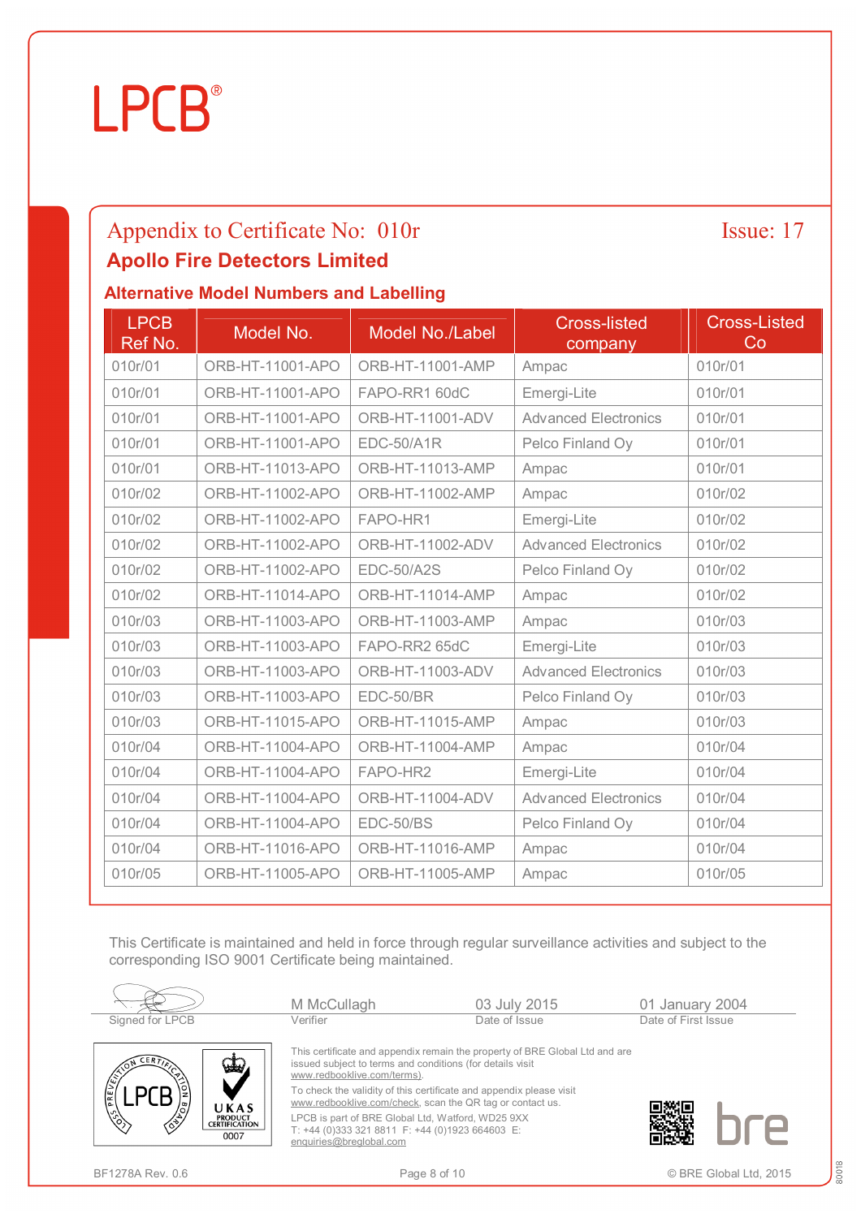# LPCB®

## Appendix to Certificate No: 010r

Issue: 17

**Apollo Fire Detectors Limited**

### Alternative Model Numbers and Labelling

| LPCB Ref No. | Model No. | Model No./Label | Cross-listed company | Cross-Listed Co |
|---|---|---|---|---|
| 010r/01 | ORB-HT-11001-APO | ORB-HT-11001-AMP | Ampac | 010r/01 |
| 010r/01 | ORB-HT-11001-APO | FAPO-RR1 60dC | Emergi-Lite | 010r/01 |
| 010r/01 | ORB-HT-11001-APO | ORB-HT-11001-ADV | Advanced Electronics | 010r/01 |
| 010r/01 | ORB-HT-11001-APO | EDC-50/A1R | Pelco Finland Oy | 010r/01 |
| 010r/01 | ORB-HT-11013-APO | ORB-HT-11013-AMP | Ampac | 010r/01 |
| 010r/02 | ORB-HT-11002-APO | ORB-HT-11002-AMP | Ampac | 010r/02 |
| 010r/02 | ORB-HT-11002-APO | FAPO-HR1 | Emergi-Lite | 010r/02 |
| 010r/02 | ORB-HT-11002-APO | ORB-HT-11002-ADV | Advanced Electronics | 010r/02 |
| 010r/02 | ORB-HT-11002-APO | EDC-50/A2S | Pelco Finland Oy | 010r/02 |
| 010r/02 | ORB-HT-11014-APO | ORB-HT-11014-AMP | Ampac | 010r/02 |
| 010r/03 | ORB-HT-11003-APO | ORB-HT-11003-AMP | Ampac | 010r/03 |
| 010r/03 | ORB-HT-11003-APO | FAPO-RR2 65dC | Emergi-Lite | 010r/03 |
| 010r/03 | ORB-HT-11003-APO | ORB-HT-11003-ADV | Advanced Electronics | 010r/03 |
| 010r/03 | ORB-HT-11003-APO | EDC-50/BR | Pelco Finland Oy | 010r/03 |
| 010r/03 | ORB-HT-11015-APO | ORB-HT-11015-AMP | Ampac | 010r/03 |
| 010r/04 | ORB-HT-11004-APO | ORB-HT-11004-AMP | Ampac | 010r/04 |
| 010r/04 | ORB-HT-11004-APO | FAPO-HR2 | Emergi-Lite | 010r/04 |
| 010r/04 | ORB-HT-11004-APO | ORB-HT-11004-ADV | Advanced Electronics | 010r/04 |
| 010r/04 | ORB-HT-11004-APO | EDC-50/BS | Pelco Finland Oy | 010r/04 |
| 010r/04 | ORB-HT-11016-APO | ORB-HT-11016-AMP | Ampac | 010r/04 |
| 010r/05 | ORB-HT-11005-APO | ORB-HT-11005-AMP | Ampac | 010r/05 |

This Certificate is maintained and held in force through regular surveillance activities and subject to the corresponding ISO 9001 Certificate being maintained.

| Signed for LPCB | M McCullagh<br>Verifier | 03 July 2015<br>Date of Issue | 01 January 2004<br>Date of First Issue |
|---|---|---|---|

This certificate and appendix remain the property of BRE Global Ltd and are issued subject to terms and conditions (for details visit www.redbooklive.com/terms).

To check the validity of this certificate and appendix please visit www.redbooklive.com/check, scan the QR tag or contact us.

LPCB is part of BRE Global Ltd, Watford, WD25 9XX
T: +44 (0)333 321 8811 F: +44 (0)1923 664603 E: enquiries@breglobal.com

BF1278A Rev. 0.6

© BRE Global Ltd, 2015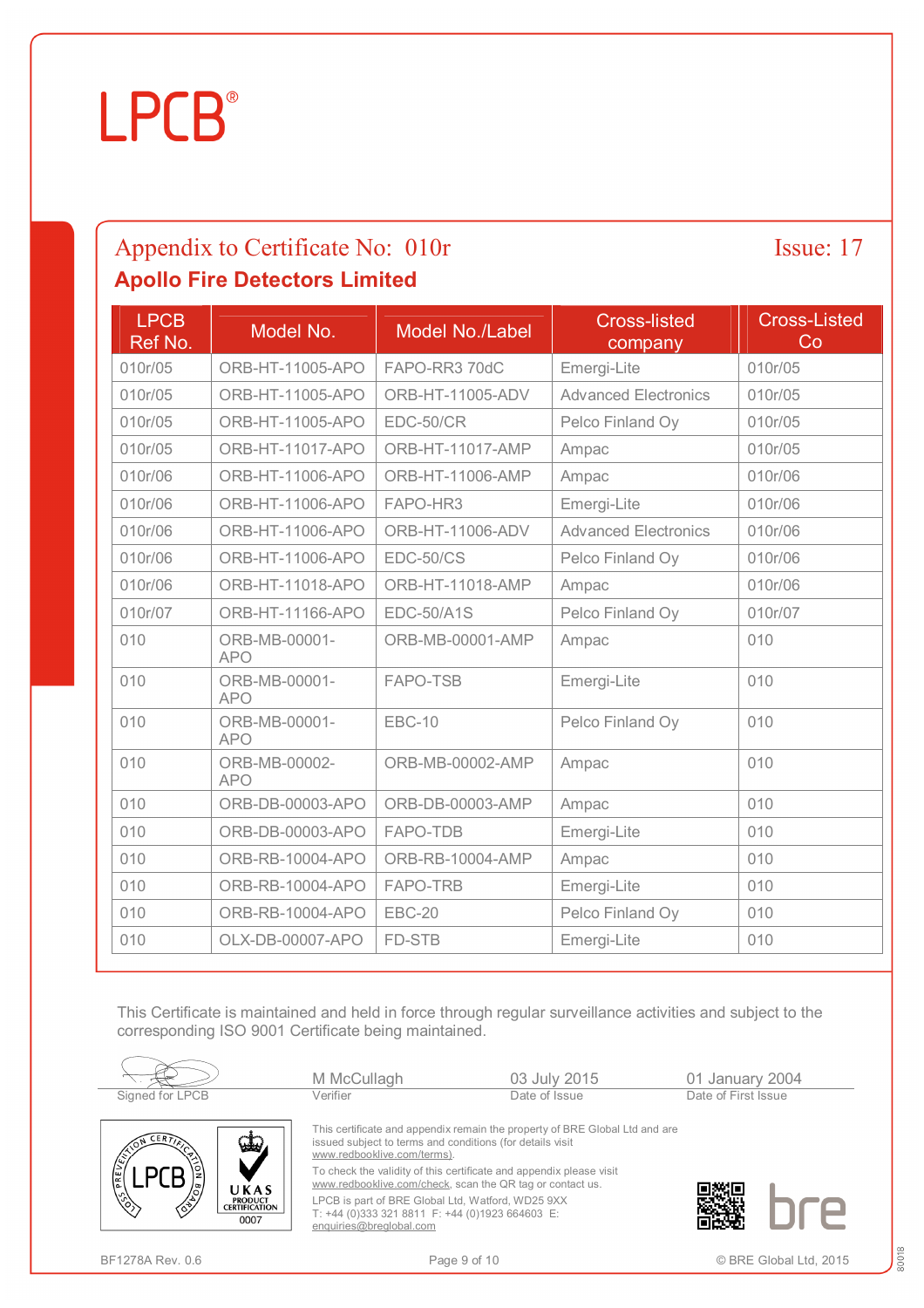# LPCB®

## Appendix to Certificate No: 010r

Issue: 17

## Apollo Fire Detectors Limited

| LPCB Ref No. | Model No. | Model No./Label | Cross-listed company | Cross-Listed Co |
|---|---|---|---|---|
| 010r/05 | ORB-HT-11005-APO | FAPO-RR3 70dC | Emergi-Lite | 010r/05 |
| 010r/05 | ORB-HT-11005-APO | ORB-HT-11005-ADV | Advanced Electronics | 010r/05 |
| 010r/05 | ORB-HT-11005-APO | EDC-50/CR | Pelco Finland Oy | 010r/05 |
| 010r/05 | ORB-HT-11017-APO | ORB-HT-11017-AMP | Ampac | 010r/05 |
| 010r/06 | ORB-HT-11006-APO | ORB-HT-11006-AMP | Ampac | 010r/06 |
| 010r/06 | ORB-HT-11006-APO | FAPO-HR3 | Emergi-Lite | 010r/06 |
| 010r/06 | ORB-HT-11006-APO | ORB-HT-11006-ADV | Advanced Electronics | 010r/06 |
| 010r/06 | ORB-HT-11006-APO | EDC-50/CS | Pelco Finland Oy | 010r/06 |
| 010r/06 | ORB-HT-11018-APO | ORB-HT-11018-AMP | Ampac | 010r/06 |
| 010r/07 | ORB-HT-11166-APO | EDC-50/A1S | Pelco Finland Oy | 010r/07 |
| 010 | ORB-MB-00001-APO | ORB-MB-00001-AMP | Ampac | 010 |
| 010 | ORB-MB-00001-APO | FAPO-TSB | Emergi-Lite | 010 |
| 010 | ORB-MB-00001-APO | EBC-10 | Pelco Finland Oy | 010 |
| 010 | ORB-MB-00002-APO | ORB-MB-00002-AMP | Ampac | 010 |
| 010 | ORB-DB-00003-APO | ORB-DB-00003-AMP | Ampac | 010 |
| 010 | ORB-DB-00003-APO | FAPO-TDB | Emergi-Lite | 010 |
| 010 | ORB-RB-10004-APO | ORB-RB-10004-AMP | Ampac | 010 |
| 010 | ORB-RB-10004-APO | FAPO-TRB | Emergi-Lite | 010 |
| 010 | ORB-RB-10004-APO | EBC-20 | Pelco Finland Oy | 010 |
| 010 | OLX-DB-00007-APO | FD-STB | Emergi-Lite | 010 |

This Certificate is maintained and held in force through regular surveillance activities and subject to the corresponding ISO 9001 Certificate being maintained.

| Signed for LPCB | M McCullagh<br>Verifier | 03 July 2015<br>Date of Issue | 01 January 2004<br>Date of First Issue |
|---|---|---|---|

This certificate and appendix remain the property of BRE Global Ltd and are issued subject to terms and conditions (for details visit www.redbooklive.com/terms).

To check the validity of this certificate and appendix please visit www.redbooklive.com/check, scan the QR tag or contact us.

LPCB is part of BRE Global Ltd, Watford, WD25 9XX
T: +44 (0)333 321 8811 F: +44 (0)1923 664603 E: enquiries@breglobal.com

BF1278A Rev. 0.6

© BRE Global Ltd, 2015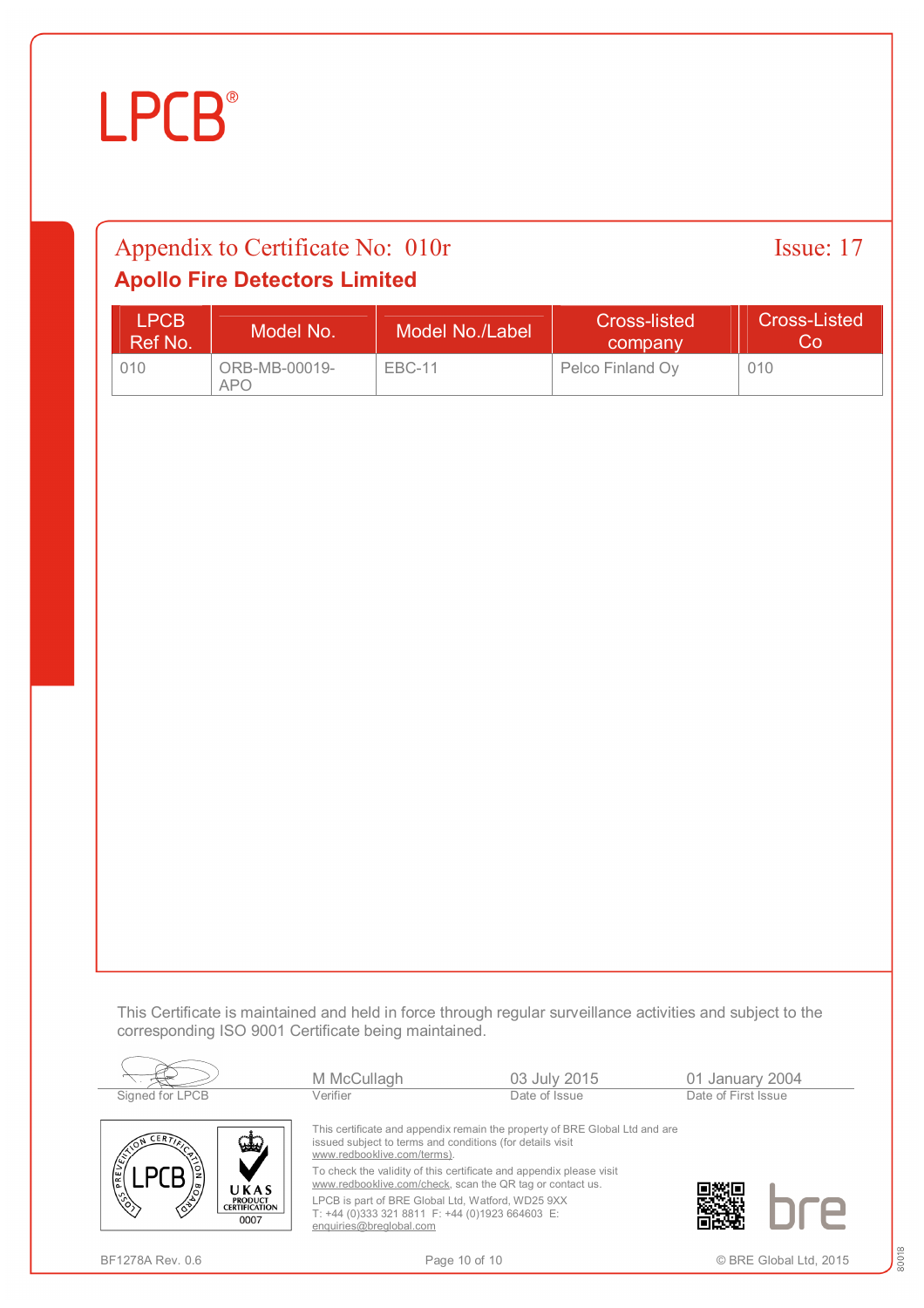LPCB®

# Appendix to Certificate No: 010r

Issue: 17

## Apollo Fire Detectors Limited

| LPCB Ref No. | Model No. | Model No./Label | Cross-listed company | Cross-Listed Co |
|---|---|---|---|---|
| 010 | ORB-MB-00019-APO | EBC-11 | Pelco Finland Oy | 010 |

This Certificate is maintained and held in force through regular surveillance activities and subject to the corresponding ISO 9001 Certificate being maintained.

| Signed for LPCB | M McCullagh<br>Verifier | 03 July 2015<br>Date of Issue | 01 January 2004<br>Date of First Issue |
|---|---|---|---|

This certificate and appendix remain the property of BRE Global Ltd and are issued subject to terms and conditions (for details visit www.redbooklive.com/terms).

To check the validity of this certificate and appendix please visit www.redbooklive.com/check, scan the QR tag or contact us.

LPCB is part of BRE Global Ltd, Watford, WD25 9XX
T: +44 (0)333 321 8811 F: +44 (0)1923 664603 E: enquiries@breglobal.com

BF1278A Rev. 0.6

© BRE Global Ltd, 2015